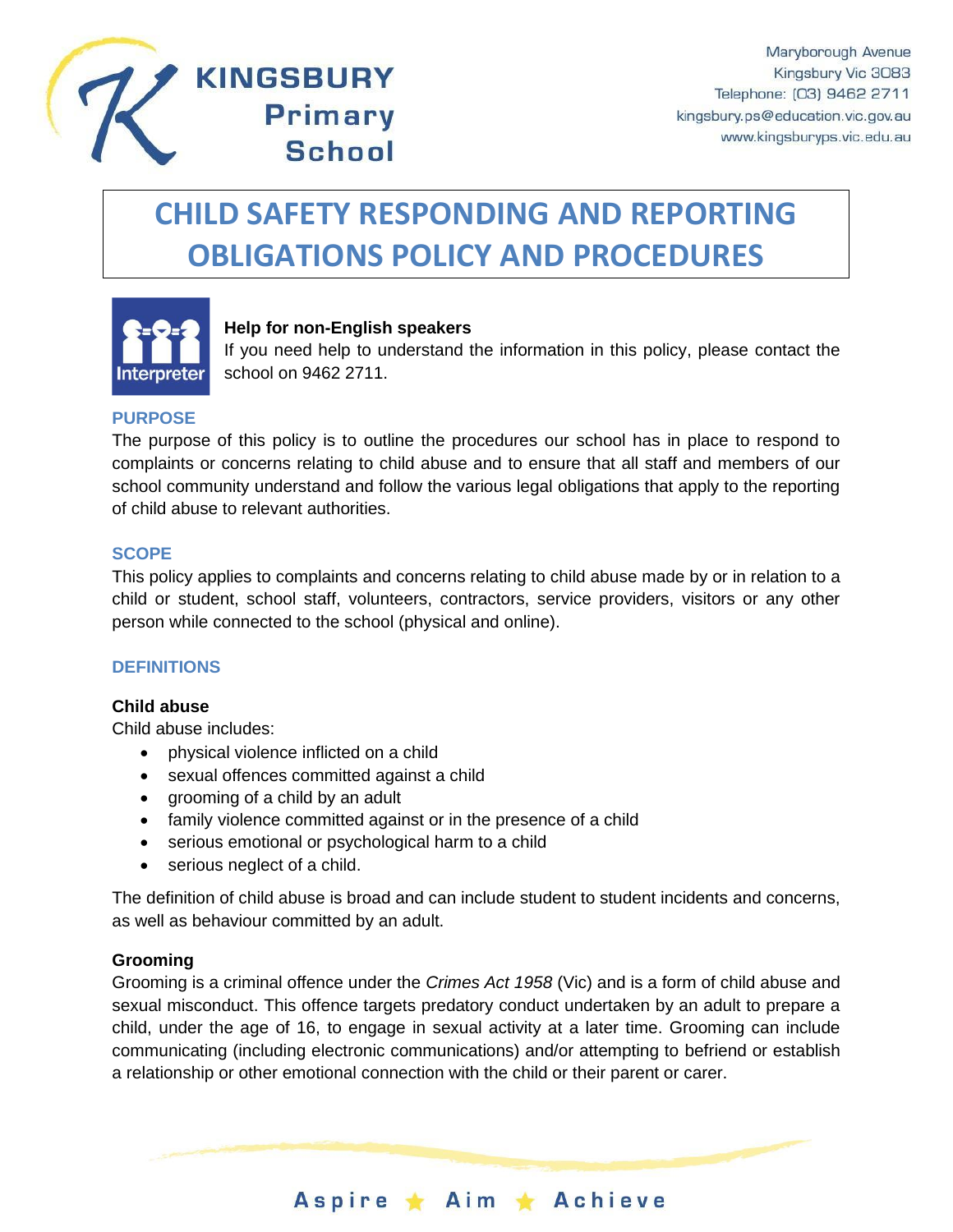KINGSBURY Primary School

Maryborough Avenue
Kingsbury Vic 3083
Telephone: (03) 9462 2711
kingsbury.ps@education.vic.gov.au
www.kingsburyps.vic.edu.au

# CHILD SAFETY RESPONDING AND REPORTING OBLIGATIONS POLICY AND PROCEDURES

**Help for non-English speakers**
If you need help to understand the information in this policy, please contact the school on 9462 2711.

## PURPOSE

The purpose of this policy is to outline the procedures our school has in place to respond to complaints or concerns relating to child abuse and to ensure that all staff and members of our school community understand and follow the various legal obligations that apply to the reporting of child abuse to relevant authorities.

## SCOPE

This policy applies to complaints and concerns relating to child abuse made by or in relation to a child or student, school staff, volunteers, contractors, service providers, visitors or any other person while connected to the school (physical and online).

## DEFINITIONS

### Child abuse

Child abuse includes:

- physical violence inflicted on a child
- sexual offences committed against a child
- grooming of a child by an adult
- family violence committed against or in the presence of a child
- serious emotional or psychological harm to a child
- serious neglect of a child.

The definition of child abuse is broad and can include student to student incidents and concerns, as well as behaviour committed by an adult.

### Grooming

Grooming is a criminal offence under the *Crimes Act 1958* (Vic) and is a form of child abuse and sexual misconduct. This offence targets predatory conduct undertaken by an adult to prepare a child, under the age of 16, to engage in sexual activity at a later time. Grooming can include communicating (including electronic communications) and/or attempting to befriend or establish a relationship or other emotional connection with the child or their parent or carer.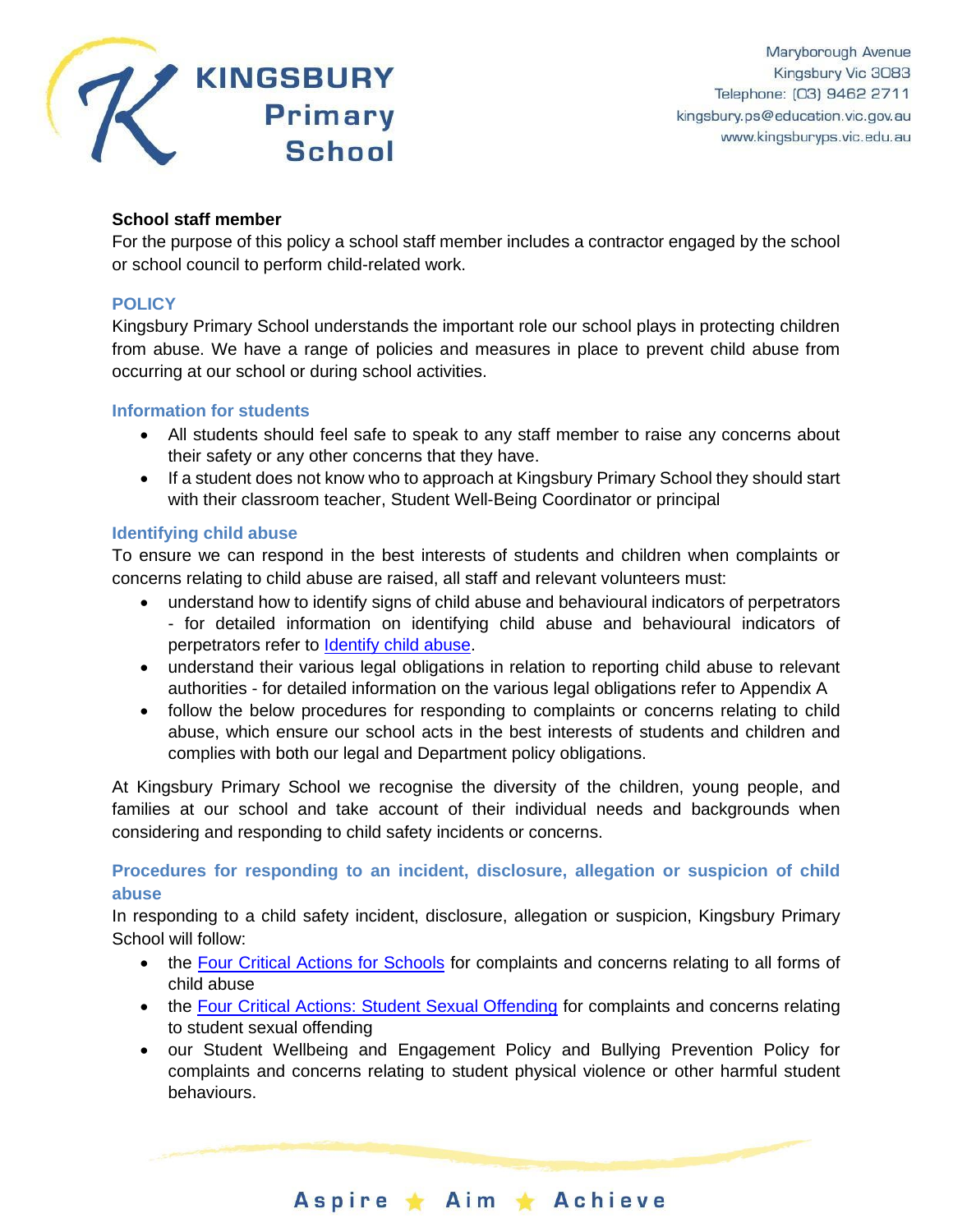**School staff member**

For the purpose of this policy a school staff member includes a contractor engaged by the school or school council to perform child-related work.

## POLICY

Kingsbury Primary School understands the important role our school plays in protecting children from abuse. We have a range of policies and measures in place to prevent child abuse from occurring at our school or during school activities.

### Information for students

- All students should feel safe to speak to any staff member to raise any concerns about their safety or any other concerns that they have.
- If a student does not know who to approach at Kingsbury Primary School they should start with their classroom teacher, Student Well-Being Coordinator or principal

### Identifying child abuse

To ensure we can respond in the best interests of students and children when complaints or concerns relating to child abuse are raised, all staff and relevant volunteers must:

- understand how to identify signs of child abuse and behavioural indicators of perpetrators - for detailed information on identifying child abuse and behavioural indicators of perpetrators refer to Identify child abuse.
- understand their various legal obligations in relation to reporting child abuse to relevant authorities - for detailed information on the various legal obligations refer to Appendix A
- follow the below procedures for responding to complaints or concerns relating to child abuse, which ensure our school acts in the best interests of students and children and complies with both our legal and Department policy obligations.

At Kingsbury Primary School we recognise the diversity of the children, young people, and families at our school and take account of their individual needs and backgrounds when considering and responding to child safety incidents or concerns.

### Procedures for responding to an incident, disclosure, allegation or suspicion of child abuse

In responding to a child safety incident, disclosure, allegation or suspicion, Kingsbury Primary School will follow:

- the Four Critical Actions for Schools for complaints and concerns relating to all forms of child abuse
- the Four Critical Actions: Student Sexual Offending for complaints and concerns relating to student sexual offending
- our Student Wellbeing and Engagement Policy and Bullying Prevention Policy for complaints and concerns relating to student physical violence or other harmful student behaviours.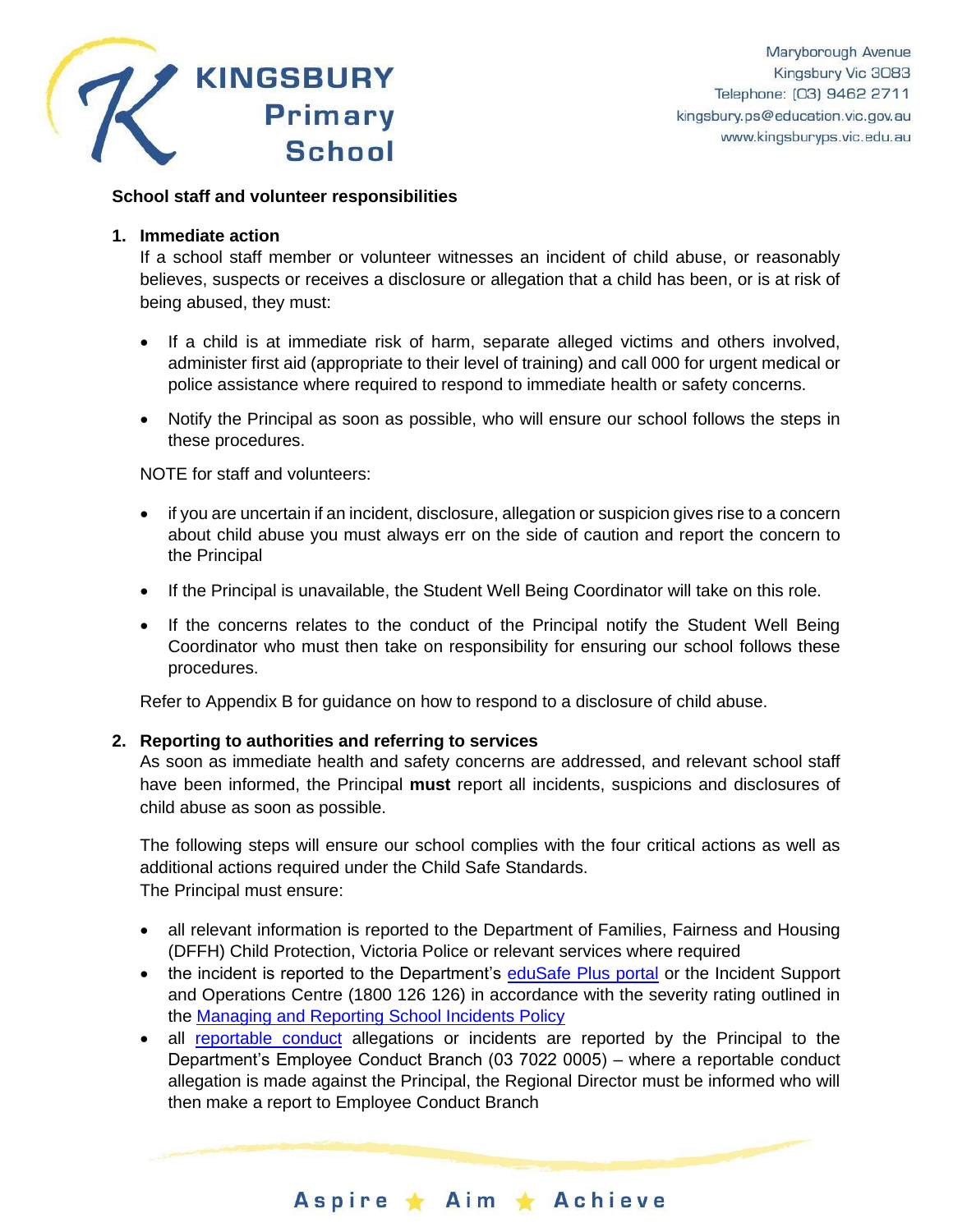**School staff and volunteer responsibilities**

1. **Immediate action**

   If a school staff member or volunteer witnesses an incident of child abuse, or reasonably believes, suspects or receives a disclosure or allegation that a child has been, or is at risk of being abused, they must:

   - If a child is at immediate risk of harm, separate alleged victims and others involved, administer first aid (appropriate to their level of training) and call 000 for urgent medical or police assistance where required to respond to immediate health or safety concerns.
   - Notify the Principal as soon as possible, who will ensure our school follows the steps in these procedures.

   NOTE for staff and volunteers:

   - if you are uncertain if an incident, disclosure, allegation or suspicion gives rise to a concern about child abuse you must always err on the side of caution and report the concern to the Principal
   - If the Principal is unavailable, the Student Well Being Coordinator will take on this role.
   - If the concerns relates to the conduct of the Principal notify the Student Well Being Coordinator who must then take on responsibility for ensuring our school follows these procedures.

   Refer to Appendix B for guidance on how to respond to a disclosure of child abuse.

2. **Reporting to authorities and referring to services**

   As soon as immediate health and safety concerns are addressed, and relevant school staff have been informed, the Principal **must** report all incidents, suspicions and disclosures of child abuse as soon as possible.

   The following steps will ensure our school complies with the four critical actions as well as additional actions required under the Child Safe Standards.
   The Principal must ensure:

   - all relevant information is reported to the Department of Families, Fairness and Housing (DFFH) Child Protection, Victoria Police or relevant services where required
   - the incident is reported to the Department's eduSafe Plus portal or the Incident Support and Operations Centre (1800 126 126) in accordance with the severity rating outlined in the Managing and Reporting School Incidents Policy
   - all reportable conduct allegations or incidents are reported by the Principal to the Department's Employee Conduct Branch (03 7022 0005) – where a reportable conduct allegation is made against the Principal, the Regional Director must be informed who will then make a report to Employee Conduct Branch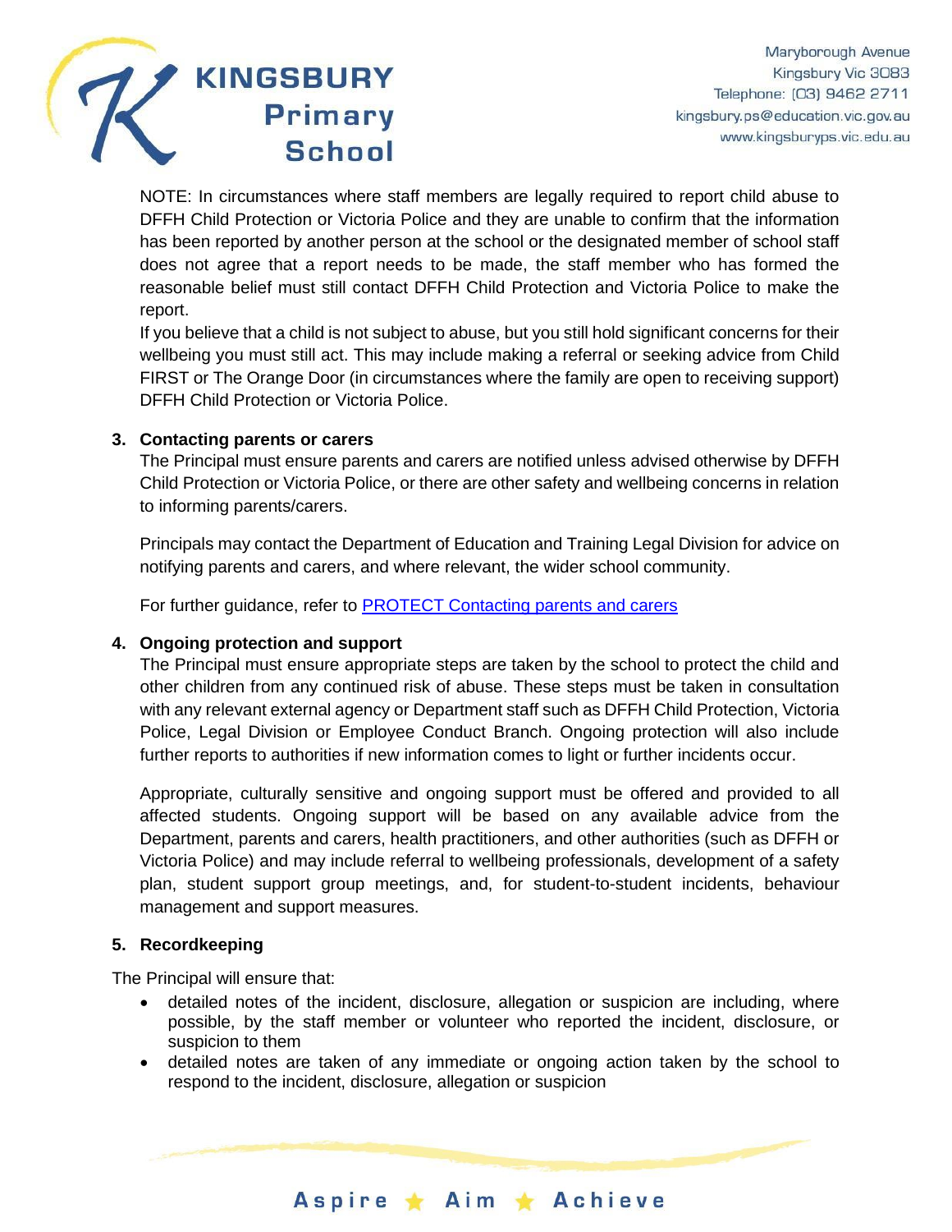NOTE: In circumstances where staff members are legally required to report child abuse to DFFH Child Protection or Victoria Police and they are unable to confirm that the information has been reported by another person at the school or the designated member of school staff does not agree that a report needs to be made, the staff member who has formed the reasonable belief must still contact DFFH Child Protection and Victoria Police to make the report.

If you believe that a child is not subject to abuse, but you still hold significant concerns for their wellbeing you must still act. This may include making a referral or seeking advice from Child FIRST or The Orange Door (in circumstances where the family are open to receiving support) DFFH Child Protection or Victoria Police.

**3. Contacting parents or carers**

The Principal must ensure parents and carers are notified unless advised otherwise by DFFH Child Protection or Victoria Police, or there are other safety and wellbeing concerns in relation to informing parents/carers.

Principals may contact the Department of Education and Training Legal Division for advice on notifying parents and carers, and where relevant, the wider school community.

For further guidance, refer to [PROTECT Contacting parents and carers]()

**4. Ongoing protection and support**

The Principal must ensure appropriate steps are taken by the school to protect the child and other children from any continued risk of abuse. These steps must be taken in consultation with any relevant external agency or Department staff such as DFFH Child Protection, Victoria Police, Legal Division or Employee Conduct Branch. Ongoing protection will also include further reports to authorities if new information comes to light or further incidents occur.

Appropriate, culturally sensitive and ongoing support must be offered and provided to all affected students. Ongoing support will be based on any available advice from the Department, parents and carers, health practitioners, and other authorities (such as DFFH or Victoria Police) and may include referral to wellbeing professionals, development of a safety plan, student support group meetings, and, for student-to-student incidents, behaviour management and support measures.

**5. Recordkeeping**

The Principal will ensure that:

- detailed notes of the incident, disclosure, allegation or suspicion are including, where possible, by the staff member or volunteer who reported the incident, disclosure, or suspicion to them
- detailed notes are taken of any immediate or ongoing action taken by the school to respond to the incident, disclosure, allegation or suspicion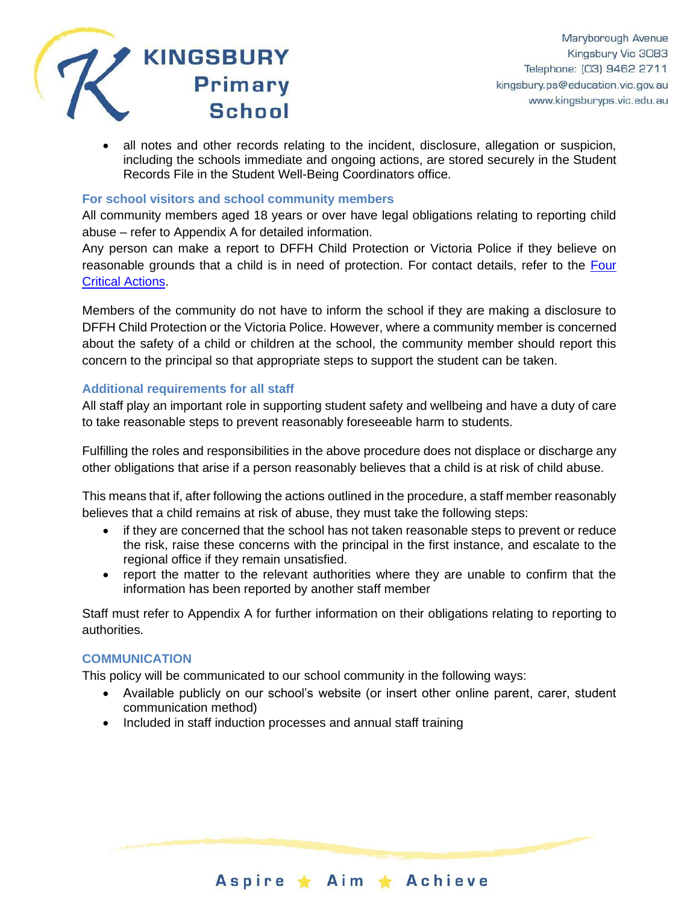- all notes and other records relating to the incident, disclosure, allegation or suspicion, including the schools immediate and ongoing actions, are stored securely in the Student Records File in the Student Well-Being Coordinators office.

### For school visitors and school community members

All community members aged 18 years or over have legal obligations relating to reporting child abuse – refer to Appendix A for detailed information.
Any person can make a report to DFFH Child Protection or Victoria Police if they believe on reasonable grounds that a child is in need of protection. For contact details, refer to the Four Critical Actions.

Members of the community do not have to inform the school if they are making a disclosure to DFFH Child Protection or the Victoria Police. However, where a community member is concerned about the safety of a child or children at the school, the community member should report this concern to the principal so that appropriate steps to support the student can be taken.

### Additional requirements for all staff

All staff play an important role in supporting student safety and wellbeing and have a duty of care to take reasonable steps to prevent reasonably foreseeable harm to students.

Fulfilling the roles and responsibilities in the above procedure does not displace or discharge any other obligations that arise if a person reasonably believes that a child is at risk of child abuse.

This means that if, after following the actions outlined in the procedure, a staff member reasonably believes that a child remains at risk of abuse, they must take the following steps:

- if they are concerned that the school has not taken reasonable steps to prevent or reduce the risk, raise these concerns with the principal in the first instance, and escalate to the regional office if they remain unsatisfied.
- report the matter to the relevant authorities where they are unable to confirm that the information has been reported by another staff member

Staff must refer to Appendix A for further information on their obligations relating to reporting to authorities.

## COMMUNICATION

This policy will be communicated to our school community in the following ways:

- Available publicly on our school's website (or insert other online parent, carer, student communication method)
- Included in staff induction processes and annual staff training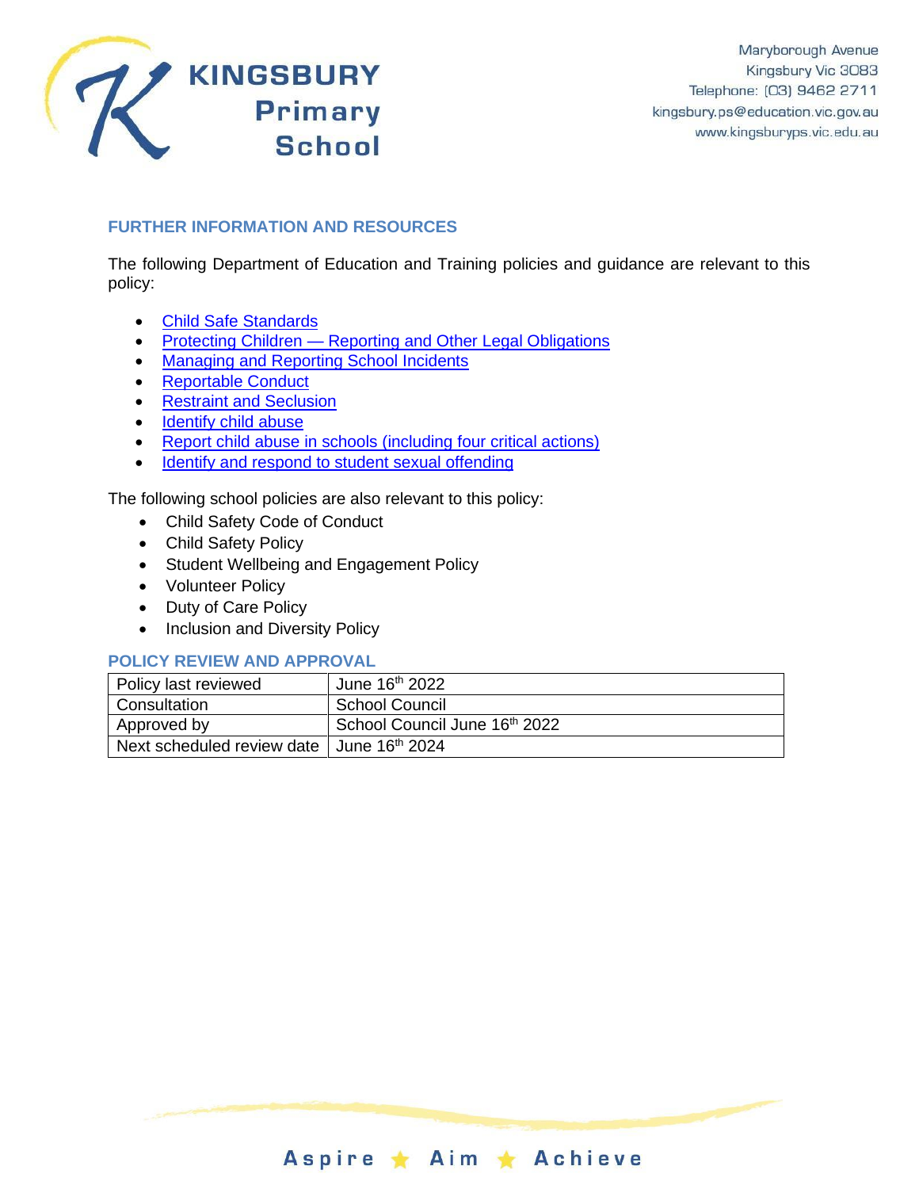## FURTHER INFORMATION AND RESOURCES

The following Department of Education and Training policies and guidance are relevant to this policy:

- Child Safe Standards
- Protecting Children — Reporting and Other Legal Obligations
- Managing and Reporting School Incidents
- Reportable Conduct
- Restraint and Seclusion
- Identify child abuse
- Report child abuse in schools (including four critical actions)
- Identify and respond to student sexual offending

The following school policies are also relevant to this policy:

- Child Safety Code of Conduct
- Child Safety Policy
- Student Wellbeing and Engagement Policy
- Volunteer Policy
- Duty of Care Policy
- Inclusion and Diversity Policy

## POLICY REVIEW AND APPROVAL

| | |
|---|---|
| Policy last reviewed | June 16th 2022 |
| Consultation | School Council |
| Approved by | School Council June 16th 2022 |
| Next scheduled review date | June 16th 2024 |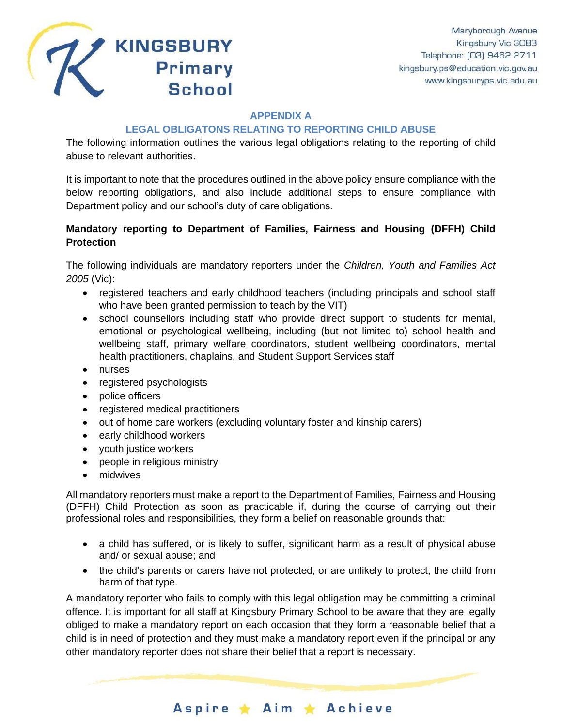## APPENDIX A

## LEGAL OBLIGATONS RELATING TO REPORTING CHILD ABUSE

The following information outlines the various legal obligations relating to the reporting of child abuse to relevant authorities.

It is important to note that the procedures outlined in the above policy ensure compliance with the below reporting obligations, and also include additional steps to ensure compliance with Department policy and our school's duty of care obligations.

**Mandatory reporting to Department of Families, Fairness and Housing (DFFH) Child Protection**

The following individuals are mandatory reporters under the *Children, Youth and Families Act 2005* (Vic):

- registered teachers and early childhood teachers (including principals and school staff who have been granted permission to teach by the VIT)
- school counsellors including staff who provide direct support to students for mental, emotional or psychological wellbeing, including (but not limited to) school health and wellbeing staff, primary welfare coordinators, student wellbeing coordinators, mental health practitioners, chaplains, and Student Support Services staff
- nurses
- registered psychologists
- police officers
- registered medical practitioners
- out of home care workers (excluding voluntary foster and kinship carers)
- early childhood workers
- youth justice workers
- people in religious ministry
- midwives

All mandatory reporters must make a report to the Department of Families, Fairness and Housing (DFFH) Child Protection as soon as practicable if, during the course of carrying out their professional roles and responsibilities, they form a belief on reasonable grounds that:

- a child has suffered, or is likely to suffer, significant harm as a result of physical abuse and/ or sexual abuse; and
- the child's parents or carers have not protected, or are unlikely to protect, the child from harm of that type.

A mandatory reporter who fails to comply with this legal obligation may be committing a criminal offence. It is important for all staff at Kingsbury Primary School to be aware that they are legally obliged to make a mandatory report on each occasion that they form a reasonable belief that a child is in need of protection and they must make a mandatory report even if the principal or any other mandatory reporter does not share their belief that a report is necessary.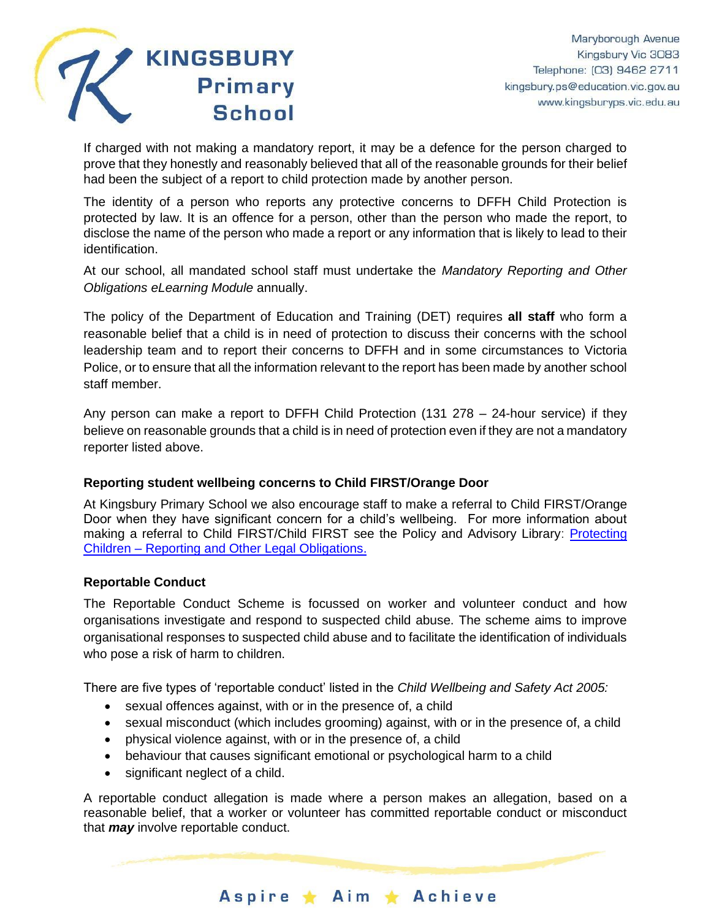If charged with not making a mandatory report, it may be a defence for the person charged to prove that they honestly and reasonably believed that all of the reasonable grounds for their belief had been the subject of a report to child protection made by another person.

The identity of a person who reports any protective concerns to DFFH Child Protection is protected by law. It is an offence for a person, other than the person who made the report, to disclose the name of the person who made a report or any information that is likely to lead to their identification.

At our school, all mandated school staff must undertake the *Mandatory Reporting and Other Obligations eLearning Module* annually.

The policy of the Department of Education and Training (DET) requires **all staff** who form a reasonable belief that a child is in need of protection to discuss their concerns with the school leadership team and to report their concerns to DFFH and in some circumstances to Victoria Police, or to ensure that all the information relevant to the report has been made by another school staff member.

Any person can make a report to DFFH Child Protection (131 278 – 24-hour service) if they believe on reasonable grounds that a child is in need of protection even if they are not a mandatory reporter listed above.

#### Reporting student wellbeing concerns to Child FIRST/Orange Door

At Kingsbury Primary School we also encourage staff to make a referral to Child FIRST/Orange Door when they have significant concern for a child's wellbeing. For more information about making a referral to Child FIRST/Child FIRST see the Policy and Advisory Library: [Protecting Children – Reporting and Other Legal Obligations.]()

#### Reportable Conduct

The Reportable Conduct Scheme is focussed on worker and volunteer conduct and how organisations investigate and respond to suspected child abuse. The scheme aims to improve organisational responses to suspected child abuse and to facilitate the identification of individuals who pose a risk of harm to children.

There are five types of 'reportable conduct' listed in the *Child Wellbeing and Safety Act 2005:*

- sexual offences against, with or in the presence of, a child
- sexual misconduct (which includes grooming) against, with or in the presence of, a child
- physical violence against, with or in the presence of, a child
- behaviour that causes significant emotional or psychological harm to a child
- significant neglect of a child.

A reportable conduct allegation is made where a person makes an allegation, based on a reasonable belief, that a worker or volunteer has committed reportable conduct or misconduct that ***may*** involve reportable conduct.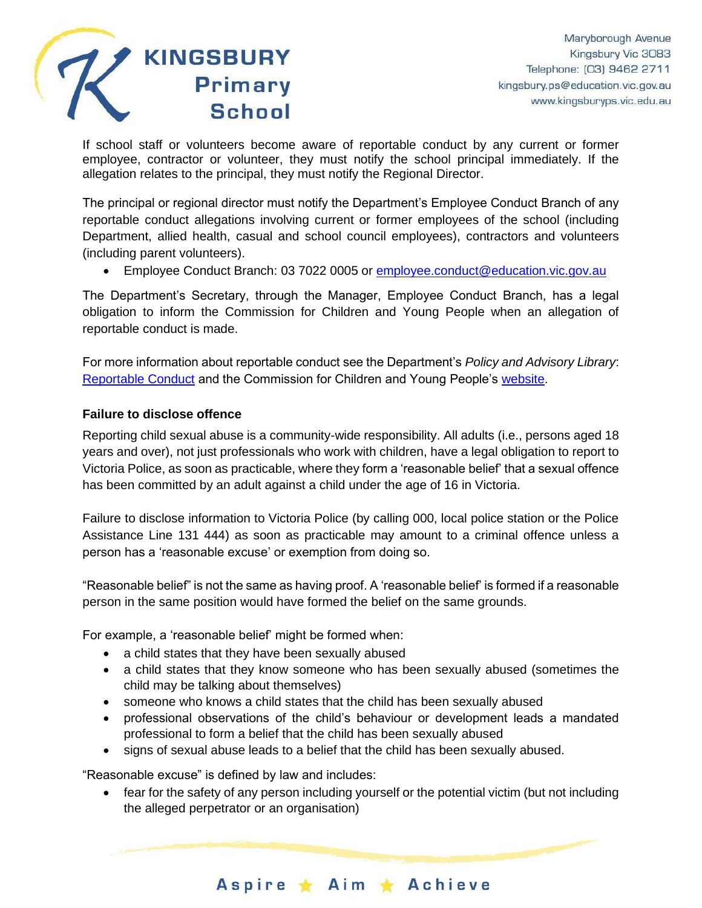If school staff or volunteers become aware of reportable conduct by any current or former employee, contractor or volunteer, they must notify the school principal immediately. If the allegation relates to the principal, they must notify the Regional Director.

The principal or regional director must notify the Department's Employee Conduct Branch of any reportable conduct allegations involving current or former employees of the school (including Department, allied health, casual and school council employees), contractors and volunteers (including parent volunteers).

- Employee Conduct Branch: 03 7022 0005 or [employee.conduct@education.vic.gov.au](mailto:employee.conduct@education.vic.gov.au)

The Department's Secretary, through the Manager, Employee Conduct Branch, has a legal obligation to inform the Commission for Children and Young People when an allegation of reportable conduct is made.

For more information about reportable conduct see the Department's *Policy and Advisory Library*: [Reportable Conduct]() and the Commission for Children and Young People's [website]().

**Failure to disclose offence**

Reporting child sexual abuse is a community-wide responsibility. All adults (i.e., persons aged 18 years and over), not just professionals who work with children, have a legal obligation to report to Victoria Police, as soon as practicable, where they form a 'reasonable belief' that a sexual offence has been committed by an adult against a child under the age of 16 in Victoria.

Failure to disclose information to Victoria Police (by calling 000, local police station or the Police Assistance Line 131 444) as soon as practicable may amount to a criminal offence unless a person has a 'reasonable excuse' or exemption from doing so.

"Reasonable belief" is not the same as having proof. A 'reasonable belief' is formed if a reasonable person in the same position would have formed the belief on the same grounds.

For example, a 'reasonable belief' might be formed when:

- a child states that they have been sexually abused
- a child states that they know someone who has been sexually abused (sometimes the child may be talking about themselves)
- someone who knows a child states that the child has been sexually abused
- professional observations of the child's behaviour or development leads a mandated professional to form a belief that the child has been sexually abused
- signs of sexual abuse leads to a belief that the child has been sexually abused.

"Reasonable excuse" is defined by law and includes:

- fear for the safety of any person including yourself or the potential victim (but not including the alleged perpetrator or an organisation)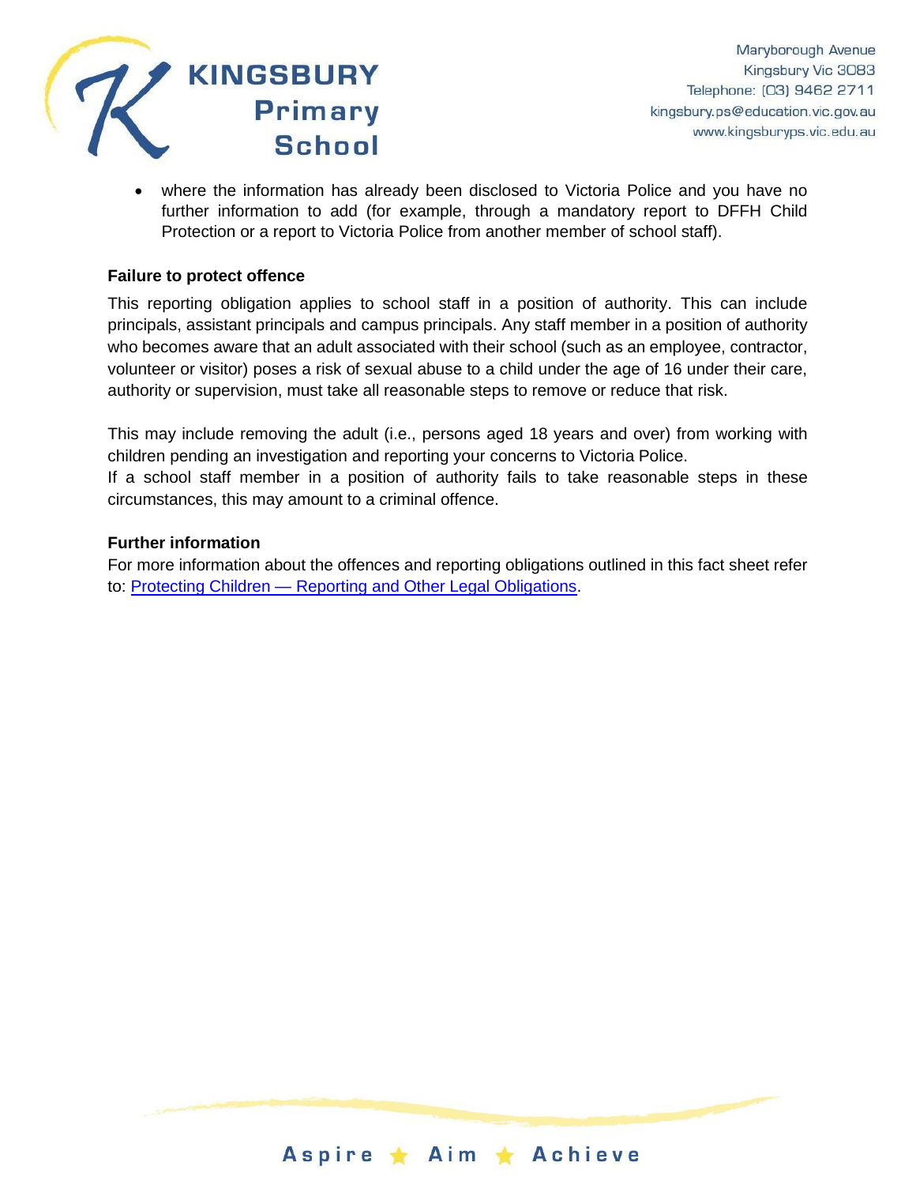- where the information has already been disclosed to Victoria Police and you have no further information to add (for example, through a mandatory report to DFFH Child Protection or a report to Victoria Police from another member of school staff).

**Failure to protect offence**

This reporting obligation applies to school staff in a position of authority. This can include principals, assistant principals and campus principals. Any staff member in a position of authority who becomes aware that an adult associated with their school (such as an employee, contractor, volunteer or visitor) poses a risk of sexual abuse to a child under the age of 16 under their care, authority or supervision, must take all reasonable steps to remove or reduce that risk.

This may include removing the adult (i.e., persons aged 18 years and over) from working with children pending an investigation and reporting your concerns to Victoria Police.
If a school staff member in a position of authority fails to take reasonable steps in these circumstances, this may amount to a criminal offence.

**Further information**

For more information about the offences and reporting obligations outlined in this fact sheet refer to: [Protecting Children — Reporting and Other Legal Obligations](Protecting Children — Reporting and Other Legal Obligations).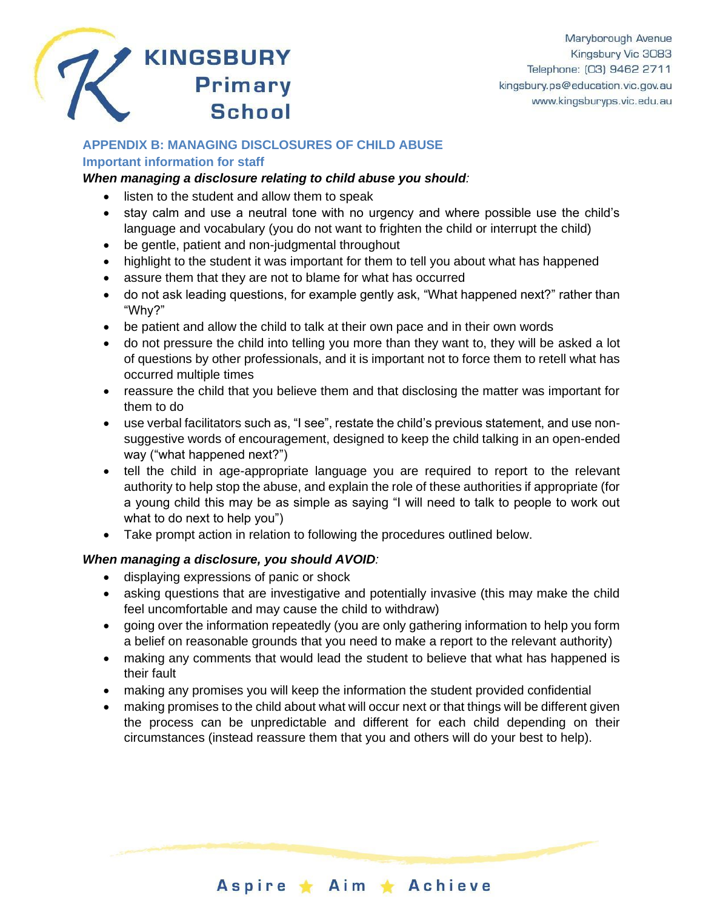## APPENDIX B: MANAGING DISCLOSURES OF CHILD ABUSE

### Important information for staff

***When managing a disclosure relating to child abuse you should:***

- listen to the student and allow them to speak
- stay calm and use a neutral tone with no urgency and where possible use the child's language and vocabulary (you do not want to frighten the child or interrupt the child)
- be gentle, patient and non-judgmental throughout
- highlight to the student it was important for them to tell you about what has happened
- assure them that they are not to blame for what has occurred
- do not ask leading questions, for example gently ask, "What happened next?" rather than "Why?"
- be patient and allow the child to talk at their own pace and in their own words
- do not pressure the child into telling you more than they want to, they will be asked a lot of questions by other professionals, and it is important not to force them to retell what has occurred multiple times
- reassure the child that you believe them and that disclosing the matter was important for them to do
- use verbal facilitators such as, "I see", restate the child's previous statement, and use non-suggestive words of encouragement, designed to keep the child talking in an open-ended way ("what happened next?")
- tell the child in age-appropriate language you are required to report to the relevant authority to help stop the abuse, and explain the role of these authorities if appropriate (for a young child this may be as simple as saying "I will need to talk to people to work out what to do next to help you")
- Take prompt action in relation to following the procedures outlined below.

***When managing a disclosure, you should AVOID:***

- displaying expressions of panic or shock
- asking questions that are investigative and potentially invasive (this may make the child feel uncomfortable and may cause the child to withdraw)
- going over the information repeatedly (you are only gathering information to help you form a belief on reasonable grounds that you need to make a report to the relevant authority)
- making any comments that would lead the student to believe that what has happened is their fault
- making any promises you will keep the information the student provided confidential
- making promises to the child about what will occur next or that things will be different given the process can be unpredictable and different for each child depending on their circumstances (instead reassure them that you and others will do your best to help).